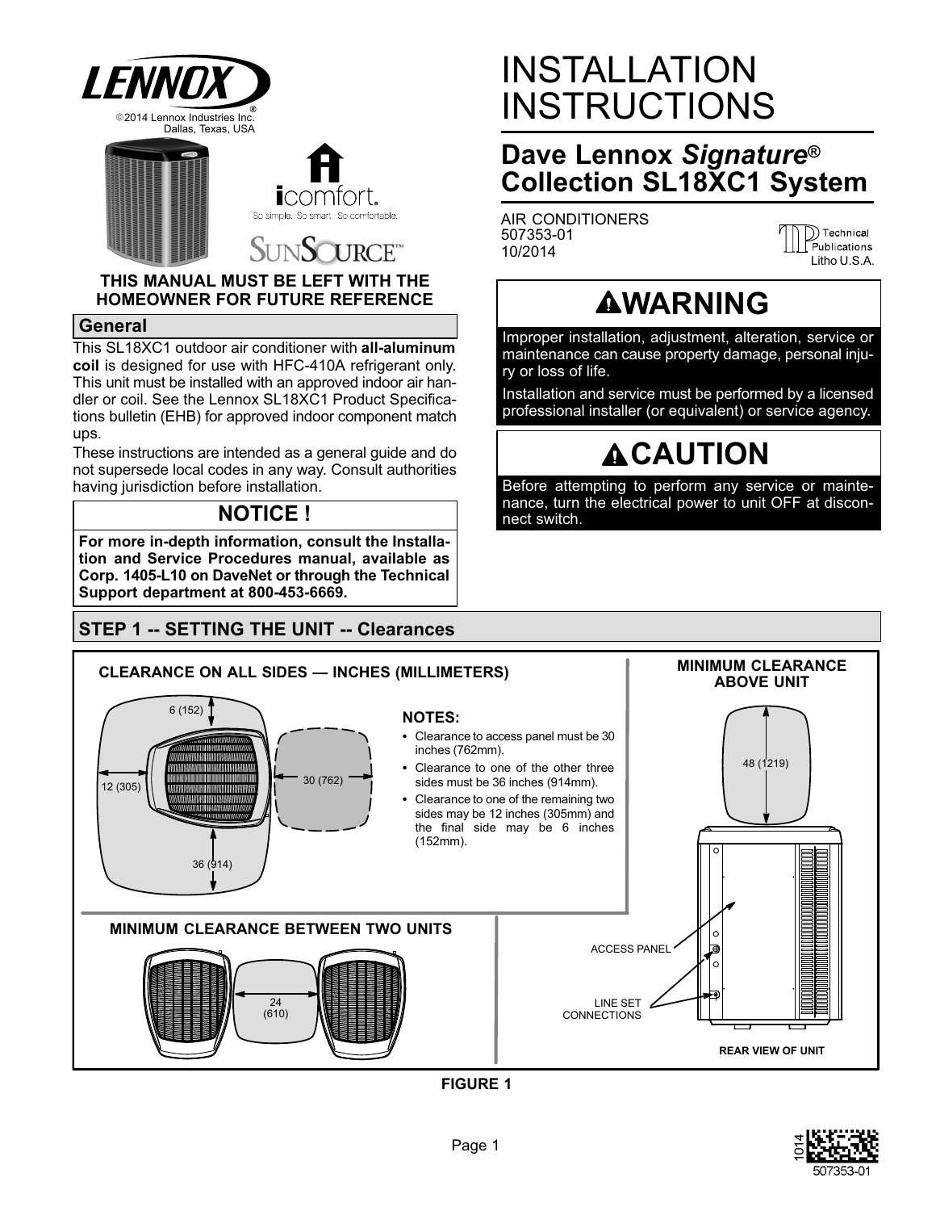©2014 Lennox Industries Inc.
Dallas, Texas, USA

# INSTALLATION INSTRUCTIONS

## Dave Lennox *Signature*® Collection SL18XC1 System

AIR CONDITIONERS
507353-01
10/2014

**THIS MANUAL MUST BE LEFT WITH THE HOMEOWNER FOR FUTURE REFERENCE**

## General

This SL18XC1 outdoor air conditioner with **all-aluminum coil** is designed for use with HFC-410A refrigerant only. This unit must be installed with an approved indoor air handler or coil. See the Lennox SL18XC1 Product Specifications bulletin (EHB) for approved indoor component match ups.

These instructions are intended as a general guide and do not supersede local codes in any way. Consult authorities having jurisdiction before installation.

### NOTICE !

**For more in-depth information, consult the Installation and Service Procedures manual, available as Corp. 1405-L10 on DaveNet or through the Technical Support department at 800-453-6669.**

### ⚠WARNING

Improper installation, adjustment, alteration, service or maintenance can cause property damage, personal injury or loss of life.

Installation and service must be performed by a licensed professional installer (or equivalent) or service agency.

### ⚠CAUTION

Before attempting to perform any service or maintenance, turn the electrical power to unit OFF at disconnect switch.

## STEP 1 -- SETTING THE UNIT -- Clearances

**CLEARANCE ON ALL SIDES — INCHES (MILLIMETERS)**

6 (152)
12 (305)
30 (762)
36 (914)

**NOTES:**

- Clearance to access panel must be 30 inches (762mm).
- Clearance to one of the other three sides must be 36 inches (914mm).
- Clearance to one of the remaining two sides may be 12 inches (305mm) and the final side may be 6 inches (152mm).

**MINIMUM CLEARANCE ABOVE UNIT**

48 (1219)

**MINIMUM CLEARANCE BETWEEN TWO UNITS**

24 (610)

ACCESS PANEL

LINE SET CONNECTIONS

**REAR VIEW OF UNIT**

**FIGURE 1**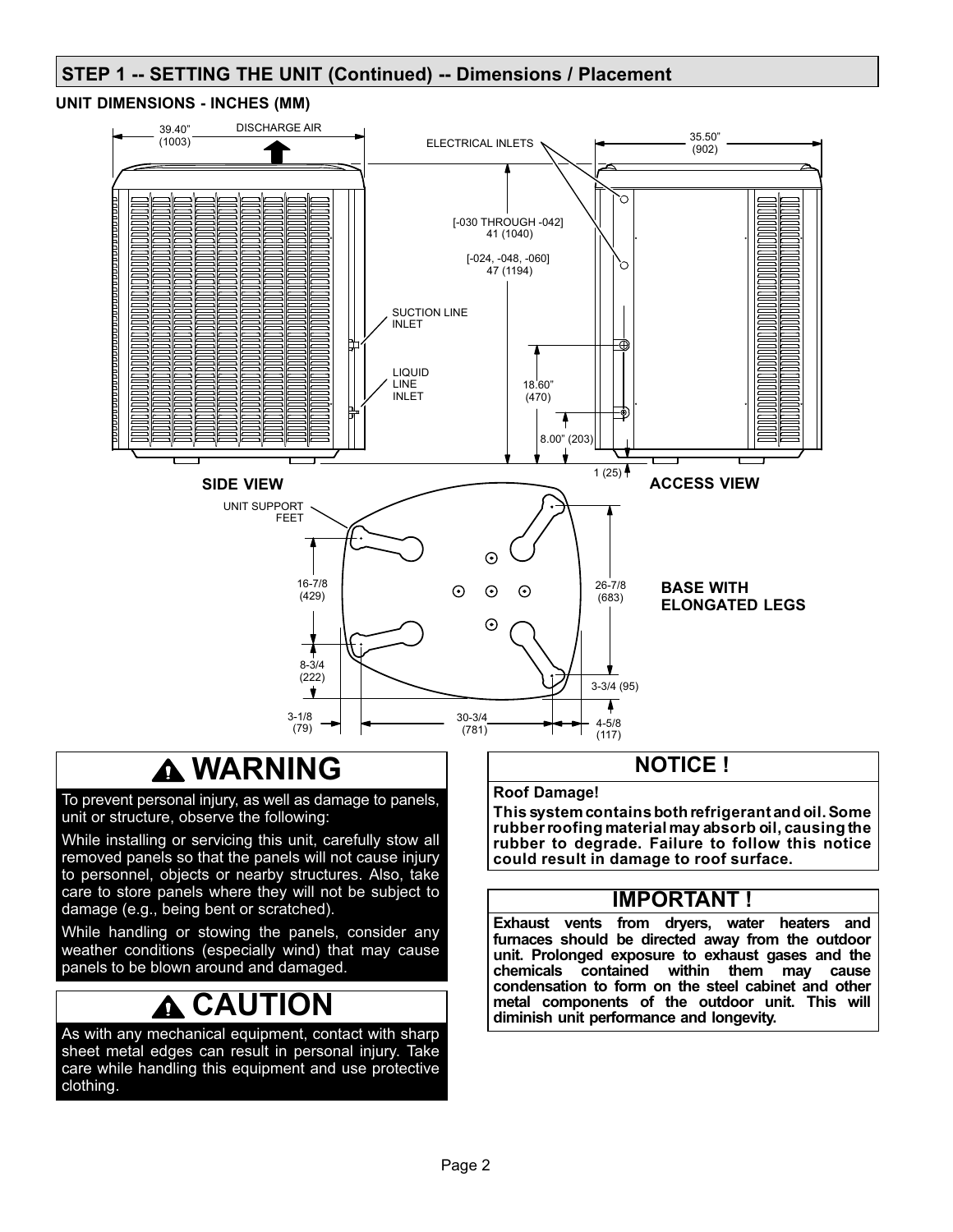## STEP 1 -- SETTING THE UNIT (Continued) -- Dimensions / Placement

**UNIT DIMENSIONS - INCHES (MM)**

39.40" (1003)

DISCHARGE AIR

ELECTRICAL INLETS

35.50" (902)

[-030 THROUGH -042] 41 (1040)

[-024, -048, -060] 47 (1194)

SUCTION LINE INLET

LIQUID LINE INLET

18.60" (470)

8.00" (203)

1 (25)

**SIDE VIEW**

**ACCESS VIEW**

UNIT SUPPORT FEET

16-7/8 (429)

26-7/8 (683)

**BASE WITH ELONGATED LEGS**

8-3/4 (222)

3-3/4 (95)

3-1/8 (79)

30-3/4 (781)

4-5/8 (117)

# ⚠ WARNING

To prevent personal injury, as well as damage to panels, unit or structure, observe the following:

While installing or servicing this unit, carefully stow all removed panels so that the panels will not cause injury to personnel, objects or nearby structures. Also, take care to store panels where they will not be subject to damage (e.g., being bent or scratched).

While handling or stowing the panels, consider any weather conditions (especially wind) that may cause panels to be blown around and damaged.

# ⚠ CAUTION

As with any mechanical equipment, contact with sharp sheet metal edges can result in personal injury. Take care while handling this equipment and use protective clothing.

## NOTICE !

**Roof Damage!**

**This system contains both refrigerant and oil. Some rubber roofing material may absorb oil, causing the rubber to degrade. Failure to follow this notice could result in damage to roof surface.**

## IMPORTANT !

**Exhaust vents from dryers, water heaters and furnaces should be directed away from the outdoor unit. Prolonged exposure to exhaust gases and the chemicals contained within them may cause condensation to form on the steel cabinet and other metal components of the outdoor unit. This will diminish unit performance and longevity.**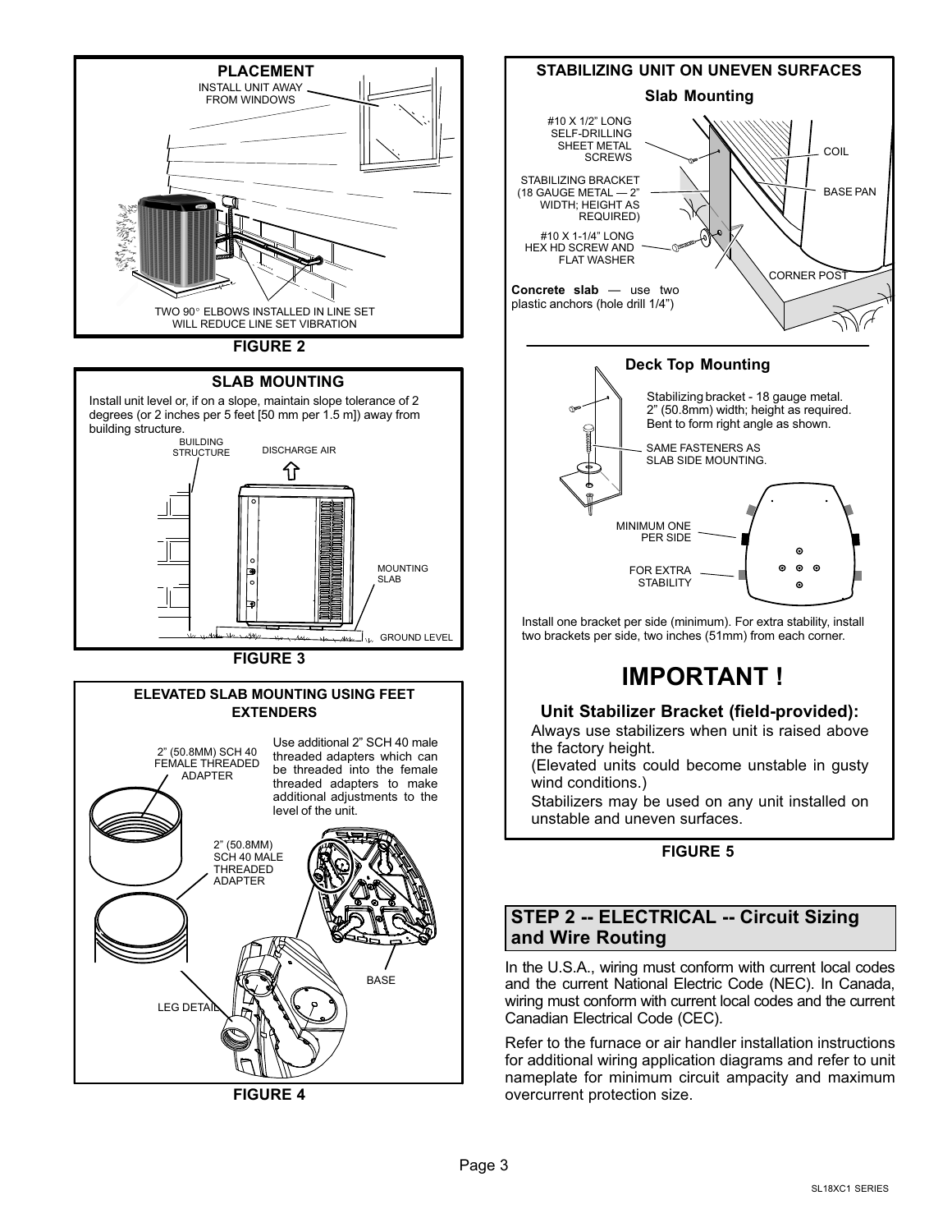**PLACEMENT**

INSTALL UNIT AWAY FROM WINDOWS

TWO 90° ELBOWS INSTALLED IN LINE SET WILL REDUCE LINE SET VIBRATION

FIGURE 2

**SLAB MOUNTING**

Install unit level or, if on a slope, maintain slope tolerance of 2 degrees (or 2 inches per 5 feet [50 mm per 1.5 m]) away from building structure.

BUILDING STRUCTURE

DISCHARGE AIR

MOUNTING SLAB

GROUND LEVEL

FIGURE 3

**ELEVATED SLAB MOUNTING USING FEET EXTENDERS**

2" (50.8MM) SCH 40 FEMALE THREADED ADAPTER

Use additional 2" SCH 40 male threaded adapters which can be threaded into the female threaded adapters to make additional adjustments to the level of the unit.

2" (50.8MM) SCH 40 MALE THREADED ADAPTER

BASE

LEG DETAIL

FIGURE 4

**STABILIZING UNIT ON UNEVEN SURFACES**

**Slab Mounting**

#10 X 1/2" LONG SELF-DRILLING SHEET METAL SCREWS

STABILIZING BRACKET (18 GAUGE METAL — 2" WIDTH; HEIGHT AS REQUIRED)

#10 X 1-1/4" LONG HEX HD SCREW AND FLAT WASHER

COIL

BASE PAN

CORNER POST

**Concrete slab** — use two plastic anchors (hole drill 1/4")

**Deck Top Mounting**

Stabilizing bracket - 18 gauge metal. 2" (50.8mm) width; height as required. Bent to form right angle as shown.

SAME FASTENERS AS SLAB SIDE MOUNTING.

MINIMUM ONE PER SIDE

FOR EXTRA STABILITY

Install one bracket per side (minimum). For extra stability, install two brackets per side, two inches (51mm) from each corner.

# IMPORTANT !

**Unit Stabilizer Bracket (field-provided):**

Always use stabilizers when unit is raised above the factory height.

(Elevated units could become unstable in gusty wind conditions.)

Stabilizers may be used on any unit installed on unstable and uneven surfaces.

FIGURE 5

## STEP 2 -- ELECTRICAL -- Circuit Sizing and Wire Routing

In the U.S.A., wiring must conform with current local codes and the current National Electric Code (NEC). In Canada, wiring must conform with current local codes and the current Canadian Electrical Code (CEC).

Refer to the furnace or air handler installation instructions for additional wiring application diagrams and refer to unit nameplate for minimum circuit ampacity and maximum overcurrent protection size.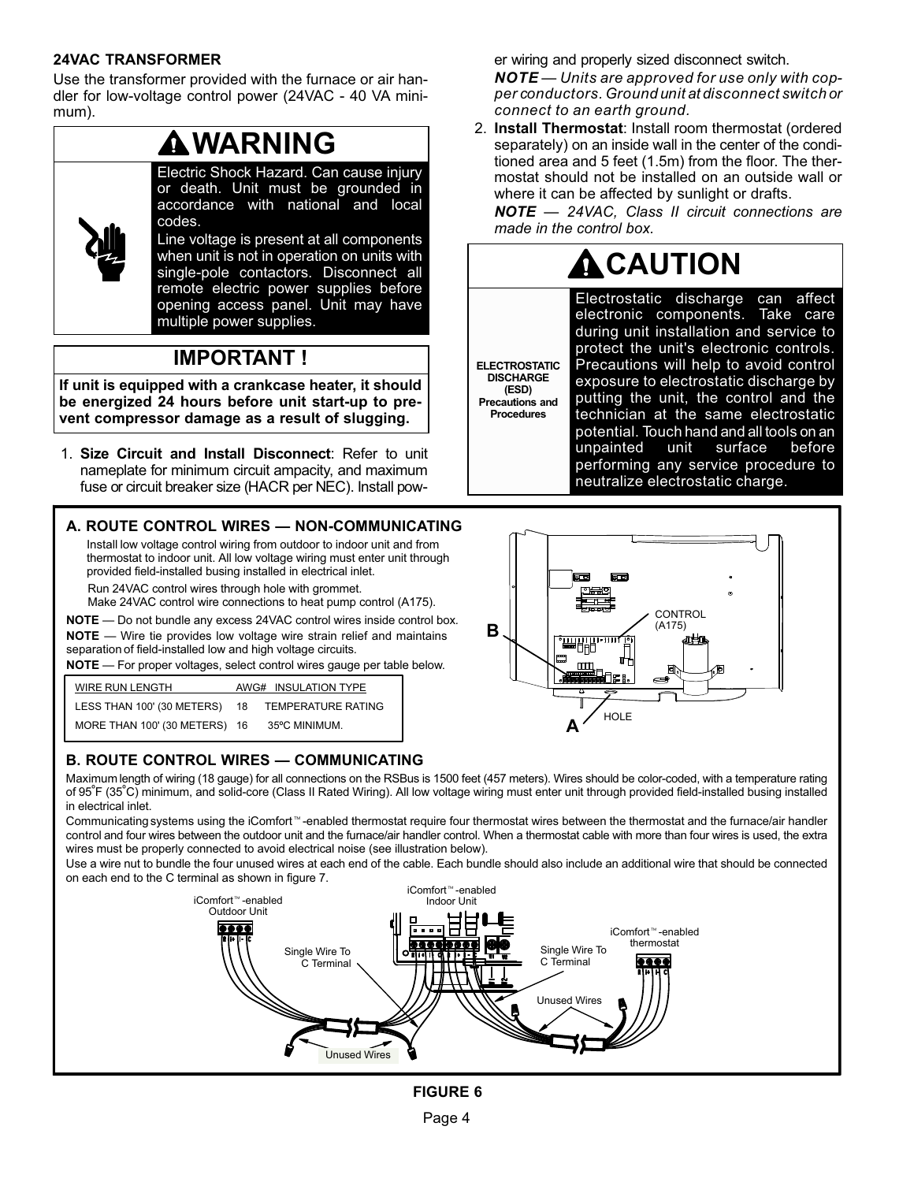### 24VAC TRANSFORMER

Use the transformer provided with the furnace or air handler for low-voltage control power (24VAC - 40 VA minimum).

## ⚠WARNING

Electric Shock Hazard. Can cause injury or death. Unit must be grounded in accordance with national and local codes.

Line voltage is present at all components when unit is not in operation on units with single-pole contactors. Disconnect all remote electric power supplies before opening access panel. Unit may have multiple power supplies.

## IMPORTANT !

**If unit is equipped with a crankcase heater, it should be energized 24 hours before unit start-up to prevent compressor damage as a result of slugging.**

1. **Size Circuit and Install Disconnect**: Refer to unit nameplate for minimum circuit ampacity, and maximum fuse or circuit breaker size (HACR per NEC). Install power wiring and properly sized disconnect switch.

   ***NOTE** — Units are approved for use only with copper conductors. Ground unit at disconnect switch or connect to an earth ground.*

2. **Install Thermostat**: Install room thermostat (ordered separately) on an inside wall in the center of the conditioned area and 5 feet (1.5m) from the floor. The thermostat should not be installed on an outside wall or where it can be affected by sunlight or drafts.

   ***NOTE** — 24VAC, Class II circuit connections are made in the control box.*

## ⚠CAUTION

**ELECTROSTATIC DISCHARGE (ESD) Precautions and Procedures**

Electrostatic discharge can affect electronic components. Take care during unit installation and service to protect the unit's electronic controls. Precautions will help to avoid control exposure to electrostatic discharge by putting the unit, the control and the technician at the same electrostatic potential. Touch hand and all tools on an unpainted unit surface before performing any service procedure to neutralize electrostatic charge.

### A. ROUTE CONTROL WIRES — NON-COMMUNICATING

Install low voltage control wiring from outdoor to indoor unit and from thermostat to indoor unit. All low voltage wiring must enter unit through provided field-installed busing installed in electrical inlet.

Run 24VAC control wires through hole with grommet.
Make 24VAC control wire connections to heat pump control (A175).

**NOTE** — Do not bundle any excess 24VAC control wires inside control box.

**NOTE** — Wire tie provides low voltage wire strain relief and maintains separation of field-installed low and high voltage circuits.

**NOTE** — For proper voltages, select control wires gauge per table below.

| WIRE RUN LENGTH | AWG# | INSULATION TYPE |
|---|---|---|
| LESS THAN 100' (30 METERS) | 18 | TEMPERATURE RATING |
| MORE THAN 100' (30 METERS) | 16 | 35ºC MINIMUM. |

CONTROL (A175)

B

A HOLE

### B. ROUTE CONTROL WIRES — COMMUNICATING

Maximum length of wiring (18 gauge) for all connections on the RSBus is 1500 feet (457 meters). Wires should be color-coded, with a temperature rating of 95°F (35°C) minimum, and solid-core (Class II Rated Wiring). All low voltage wiring must enter unit through provided field-installed busing installed in electrical inlet.

Communicating systems using the iComfort™-enabled thermostat require four thermostat wires between the thermostat and the furnace/air handler control and four wires between the outdoor unit and the furnace/air handler control. When a thermostat cable with more than four wires is used, the extra wires must be properly connected to avoid electrical noise (see illustration below).

Use a wire nut to bundle the four unused wires at each end of the cable. Each bundle should also include an additional wire that should be connected on each end to the C terminal as shown in figure 7.

iComfort™-enabled Outdoor Unit · iComfort™-enabled Indoor Unit · iComfort™-enabled thermostat · Single Wire To C Terminal · Single Wire To C Terminal · Unused Wires · Unused Wires

**FIGURE 6**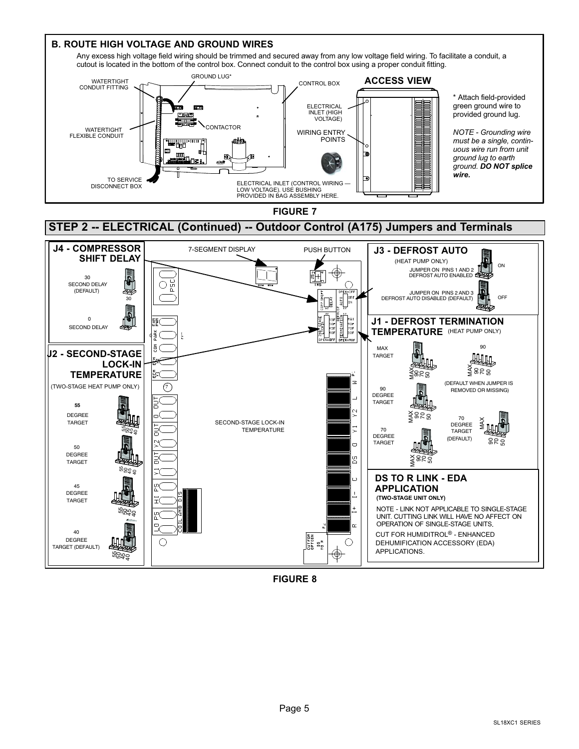## B. ROUTE HIGH VOLTAGE AND GROUND WIRES

Any excess high voltage field wiring should be trimmed and secured away from any low voltage field wiring. To facilitate a conduit, a cutout is located in the bottom of the control box. Connect conduit to the control box using a proper conduit fitting.

WATERTIGHT CONDUIT FITTING

GROUND LUG*

CONTROL BOX

WATERTIGHT FLEXIBLE CONDUIT

CONTACTOR

TO SERVICE DISCONNECT BOX

**ACCESS VIEW**

ELECTRICAL INLET (HIGH VOLTAGE)

WIRING ENTRY POINTS

ELECTRICAL INLET (CONTROL WIRING — LOW VOLTAGE). USE BUSHING PROVIDED IN BAG ASSEMBLY HERE.

* Attach field-provided green ground wire to provided ground lug.

*NOTE - Grounding wire must be a single, continuous wire run from unit ground lug to earth ground.* ***DO NOT splice wire.***

**FIGURE 7**

## STEP 2 -- ELECTRICAL (Continued) -- Outdoor Control (A175) Jumpers and Terminals

### J4 - COMPRESSOR SHIFT DELAY

30 SECOND DELAY (DEFAULT)

0 SECOND DELAY

### J2 - SECOND-STAGE LOCK-IN TEMPERATURE

(TWO-STAGE HEAT PUMP ONLY)

55 DEGREE TARGET

50 DEGREE TARGET

45 DEGREE TARGET

40 DEGREE TARGET (DEFAULT)

7-SEGMENT DISPLAY

PUSH BUTTON

SECOND-STAGE LOCK-IN TEMPERATURE

### J3 - DEFROST AUTO

(HEAT PUMP ONLY)

JUMPER ON PINS 1 AND 2 DEFROST AUTO ENABLED — ON

JUMPER ON PINS 2 AND 3 DEFROST AUTO DISABLED (DEFAULT) — OFF

### J1 - DEFROST TERMINATION TEMPERATURE (HEAT PUMP ONLY)

MAX TARGET

90 (DEFAULT WHEN JUMPER IS REMOVED OR MISSING)

90 DEGREE TARGET

70 DEGREE TARGET (DEFAULT)

70 DEGREE TARGET

### DS TO R LINK - EDA APPLICATION

**(TWO-STAGE UNIT ONLY)**

NOTE - LINK NOT APPLICABLE TO SINGLE-STAGE UNIT. CUTTING LINK WILL HAVE NO AFFECT ON OPERATION OF SINGLE-STAGE UNITS.

CUT FOR HUMIDITROL® - ENHANCED DEHUMIFICATION ACCESSORY (EDA) APPLICATIONS.

**FIGURE 8**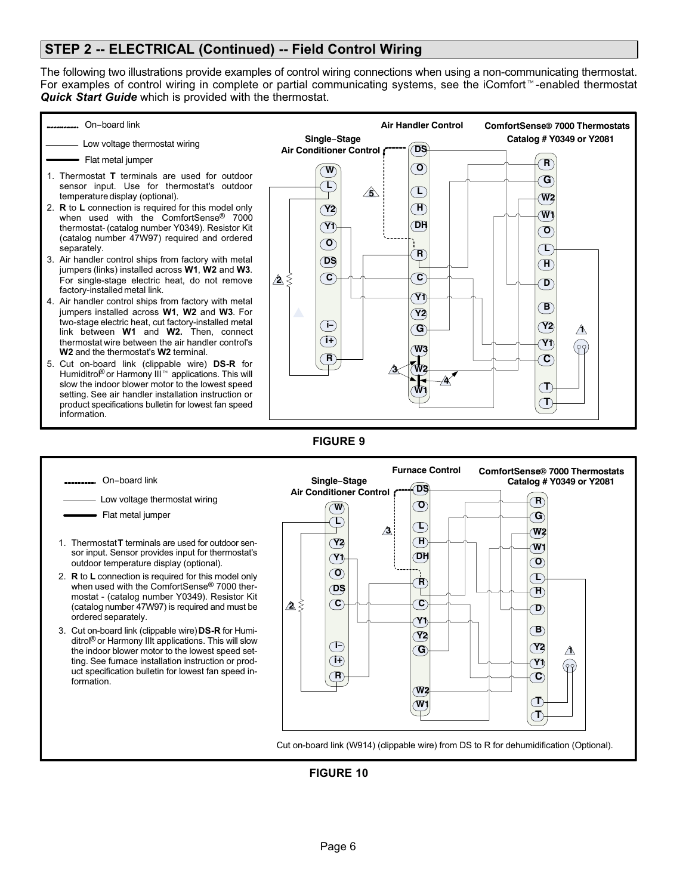## STEP 2 -- ELECTRICAL (Continued) -- Field Control Wiring

The following two illustrations provide examples of control wiring connections when using a non-communicating thermostat. For examples of control wiring in complete or partial communicating systems, see the iComfort™-enabled thermostat ***Quick Start Guide*** which is provided with the thermostat.

On−board link

Low voltage thermostat wiring

Flat metal jumper

1. Thermostat **T** terminals are used for outdoor sensor input. Use for thermostat's outdoor temperature display (optional).
2. **R** to **L** connection is required for this model only when used with the ComfortSense® 7000 thermostat- (catalog number Y0349). Resistor Kit (catalog number 47W97) required and ordered separately.
3. Air handler control ships from factory with metal jumpers (links) installed across **W1**, **W2** and **W3**. For single-stage electric heat, do not remove factory-installed metal link.
4. Air handler control ships from factory with metal jumpers installed across **W1**, **W2** and **W3**. For two-stage electric heat, cut factory-installed metal link between **W1** and **W2.** Then, connect thermostat wire between the air handler control's **W2** and the thermostat's **W2** terminal.
5. Cut on-board link (clippable wire) **DS-R** for Humiditrol® or Harmony III™ applications. This will slow the indoor blower motor to the lowest speed setting. See air handler installation instruction or product specifications bulletin for lowest fan speed information.

Single−Stage Air Conditioner Control — Air Handler Control — ComfortSense® 7000 Thermostats Catalog # Y0349 or Y2081

**FIGURE 9**

On−board link

Low voltage thermostat wiring

Flat metal jumper

1. Thermostat **T** terminals are used for outdoor sensor input. Sensor provides input for thermostat's outdoor temperature display (optional).
2. **R** to **L** connection is required for this model only when used with the ComfortSense® 7000 thermostat - (catalog number Y0349). Resistor Kit (catalog number 47W97) is required and must be ordered separately.
3. Cut on-board link (clippable wire) **DS-R** for Humiditrol® or Harmony IIIt applications. This will slow the indoor blower motor to the lowest speed setting. See furnace installation instruction or product specification bulletin for lowest fan speed information.

Single−Stage Air Conditioner Control — Furnace Control — ComfortSense® 7000 Thermostats Catalog # Y0349 or Y2081

Cut on-board link (W914) (clippable wire) from DS to R for dehumidification (Optional).

**FIGURE 10**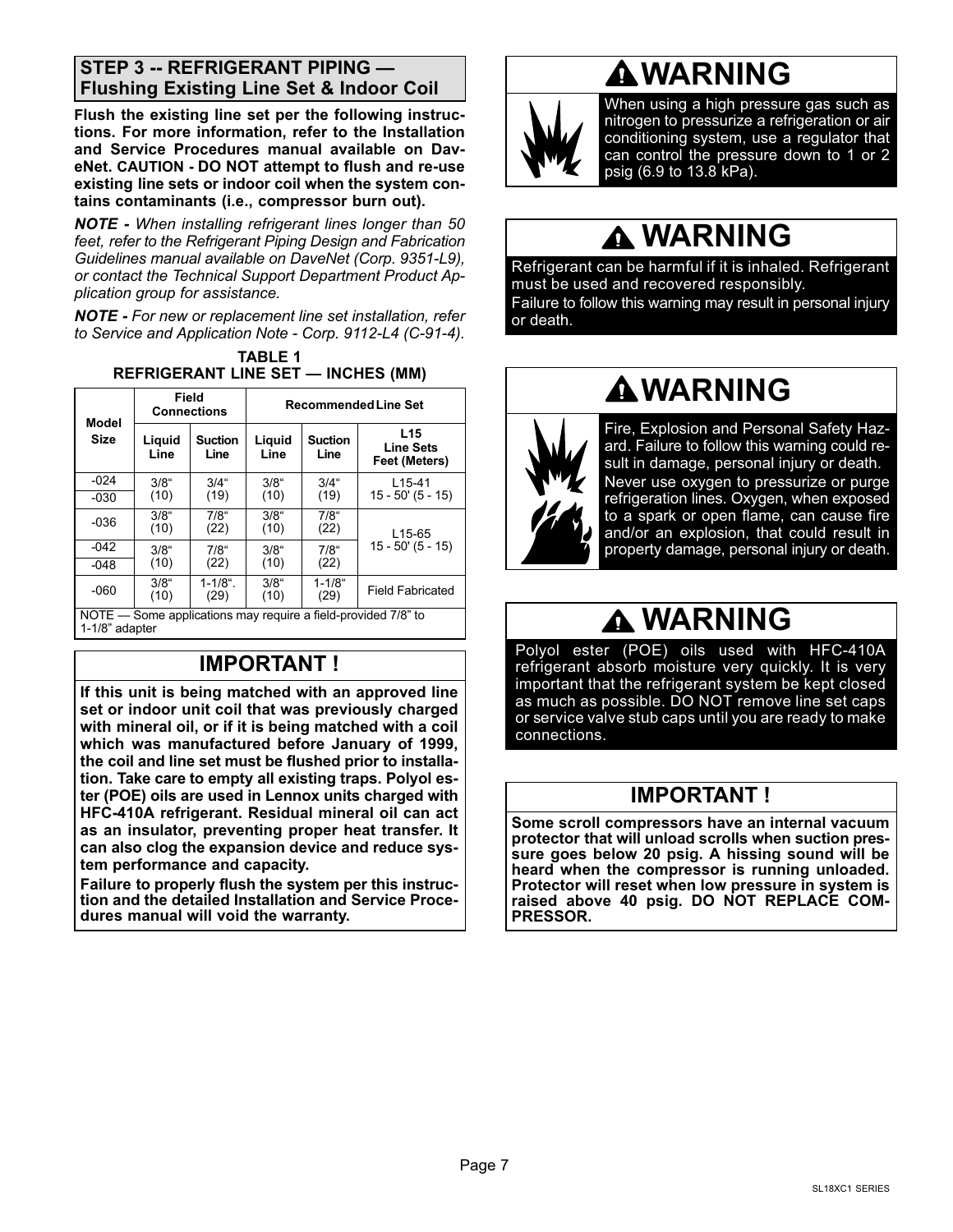## STEP 3 -- REFRIGERANT PIPING — Flushing Existing Line Set & Indoor Coil

**Flush the existing line set per the following instructions. For more information, refer to the Installation and Service Procedures manual available on DaveNet. CAUTION - DO NOT attempt to flush and re-use existing line sets or indoor coil when the system contains contaminants (i.e., compressor burn out).**

***NOTE -*** *When installing refrigerant lines longer than 50 feet, refer to the Refrigerant Piping Design and Fabrication Guidelines manual available on DaveNet (Corp. 9351-L9), or contact the Technical Support Department Product Application group for assistance.*

***NOTE -*** *For new or replacement line set installation, refer to Service and Application Note - Corp. 9112-L4 (C-91-4).*

**TABLE 1**
**REFRIGERANT LINE SET — INCHES (MM)**

| Model Size | Field Connections | | Recommended Line Set | | |
|---|---|---|---|---|---|
| | Liquid Line | Suction Line | Liquid Line | Suction Line | L15 Line Sets Feet (Meters) |
| -024 | 3/8" (10) | 3/4" (19) | 3/8" (10) | 3/4" (19) | L15-41 15 - 50' (5 - 15) |
| -030 | | | | | |
| -036 | 3/8" (10) | 7/8" (22) | 3/8" (10) | 7/8" (22) | L15-65 15 - 50' (5 - 15) |
| -042 | 3/8" (10) | 7/8" (22) | 3/8" (10) | 7/8" (22) | |
| -048 | | | | | |
| -060 | 3/8" (10) | 1-1/8". (29) | 3/8" (10) | 1-1/8" (29) | Field Fabricated |

NOTE — Some applications may require a field-provided 7/8" to 1-1/8" adapter

### IMPORTANT !

**If this unit is being matched with an approved line set or indoor unit coil that was previously charged with mineral oil, or if it is being matched with a coil which was manufactured before January of 1999, the coil and line set must be flushed prior to installation. Take care to empty all existing traps. Polyol ester (POE) oils are used in Lennox units charged with HFC-410A refrigerant. Residual mineral oil can act as an insulator, preventing proper heat transfer. It can also clog the expansion device and reduce system performance and capacity.**

**Failure to properly flush the system per this instruction and the detailed Installation and Service Procedures manual will void the warranty.**

### WARNING

When using a high pressure gas such as nitrogen to pressurize a refrigeration or air conditioning system, use a regulator that can control the pressure down to 1 or 2 psig (6.9 to 13.8 kPa).

### WARNING

Refrigerant can be harmful if it is inhaled. Refrigerant must be used and recovered responsibly.

Failure to follow this warning may result in personal injury or death.

### WARNING

Fire, Explosion and Personal Safety Hazard. Failure to follow this warning could result in damage, personal injury or death.

Never use oxygen to pressurize or purge refrigeration lines. Oxygen, when exposed to a spark or open flame, can cause fire and/or an explosion, that could result in property damage, personal injury or death.

### WARNING

Polyol ester (POE) oils used with HFC-410A refrigerant absorb moisture very quickly. It is very important that the refrigerant system be kept closed as much as possible. DO NOT remove line set caps or service valve stub caps until you are ready to make connections.

### IMPORTANT !

**Some scroll compressors have an internal vacuum protector that will unload scrolls when suction pressure goes below 20 psig. A hissing sound will be heard when the compressor is running unloaded. Protector will reset when low pressure in system is raised above 40 psig. DO NOT REPLACE COMPRESSOR.**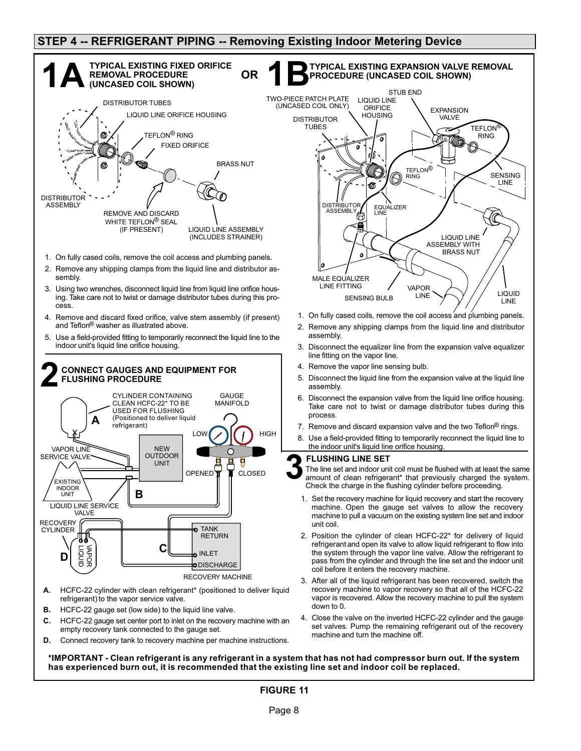## STEP 4 -- REFRIGERANT PIPING -- Removing Existing Indoor Metering Device

### 1A TYPICAL EXISTING FIXED ORIFICE REMOVAL PROCEDURE (UNCASED COIL SHOWN)

DISTRIBUTOR TUBES
LIQUID LINE ORIFICE HOUSING
TEFLON® RING
FIXED ORIFICE
BRASS NUT
DISTRIBUTOR ASSEMBLY
REMOVE AND DISCARD WHITE TEFLON® SEAL (IF PRESENT)
LIQUID LINE ASSEMBLY (INCLUDES STRAINER)

1. On fully cased coils, remove the coil access and plumbing panels.
2. Remove any shipping clamps from the liquid line and distributor assembly.
3. Using two wrenches, disconnect liquid line from liquid line orifice housing. Take care not to twist or damage distributor tubes during this process.
4. Remove and discard fixed orifice, valve stem assembly (if present) and Teflon® washer as illustrated above.
5. Use a field-provided fitting to temporarily reconnect the liquid line to the indoor unit's liquid line orifice housing.

**OR**

### 1B TYPICAL EXISTING EXPANSION VALVE REMOVAL PROCEDURE (UNCASED COIL SHOWN)

TWO-PIECE PATCH PLATE (UNCASED COIL ONLY)
DISTRIBUTOR TUBES
LIQUID LINE ORIFICE HOUSING
STUB END
EXPANSION VALVE
TEFLON® RING
TEFLON® RING
SENSING LINE
DISTRIBUTOR ASSEMBLY
EQUALIZER LINE
LIQUID LINE ASSEMBLY WITH BRASS NUT
MALE EQUALIZER LINE FITTING
SENSING BULB
VAPOR LINE
LIQUID LINE

1. On fully cased coils, remove the coil access and plumbing panels.
2. Remove any shipping clamps from the liquid line and distributor assembly.
3. Disconnect the equalizer line from the expansion valve equalizer line fitting on the vapor line.
4. Remove the vapor line sensing bulb.
5. Disconnect the liquid line from the expansion valve at the liquid line assembly.
6. Disconnect the expansion valve from the liquid line orifice housing. Take care not to twist or damage distributor tubes during this process.
7. Remove and discard expansion valve and the two Teflon® rings.
8. Use a field-provided fitting to temporarily reconnect the liquid line to the indoor unit's liquid line orifice housing.

### 2 CONNECT GAUGES AND EQUIPMENT FOR FLUSHING PROCEDURE

CYLINDER CONTAINING CLEAN HCFC-22* TO BE USED FOR FLUSHING (Positioned to deliver liquid refrigerant)
GAUGE MANIFOLD
LOW
HIGH
VAPOR LINE SERVICE VALVE
NEW OUTDOOR UNIT
OPENED
CLOSED
EXISTING INDOOR UNIT
LIQUID LINE SERVICE VALVE
RECOVERY CYLINDER
VAPOR
LIQUID
TANK RETURN
INLET
DISCHARGE
RECOVERY MACHINE

- **A.** HCFC-22 cylinder with clean refrigerant* (positioned to deliver liquid refrigerant) to the vapor service valve.
- **B.** HCFC-22 gauge set (low side) to the liquid line valve.
- **C.** HCFC-22 gauge set center port to inlet on the recovery machine with an empty recovery tank connected to the gauge set.
- **D.** Connect recovery tank to recovery machine per machine instructions.

### 3 FLUSHING LINE SET

The line set and indoor unit coil must be flushed with at least the same amount of clean refrigerant* that previously charged the system. Check the charge in the flushing cylinder before proceeding.

1. Set the recovery machine for liquid recovery and start the recovery machine. Open the gauge set valves to allow the recovery machine to pull a vacuum on the existing system line set and indoor unit coil.
2. Position the cylinder of clean HCFC-22* for delivery of liquid refrigerant and open its valve to allow liquid refrigerant to flow into the system through the vapor line valve. Allow the refrigerant to pass from the cylinder and through the line set and the indoor unit coil before it enters the recovery machine.
3. After all of the liquid refrigerant has been recovered, switch the recovery machine to vapor recovery so that all of the HCFC-22 vapor is recovered. Allow the recovery machine to pull the system down to 0.
4. Close the valve on the inverted HCFC-22 cylinder and the gauge set valves. Pump the remaining refrigerant out of the recovery machine and turn the machine off.

**\*IMPORTANT - Clean refrigerant is any refrigerant in a system that has not had compressor burn out. If the system has experienced burn out, it is recommended that the existing line set and indoor coil be replaced.**

**FIGURE 11**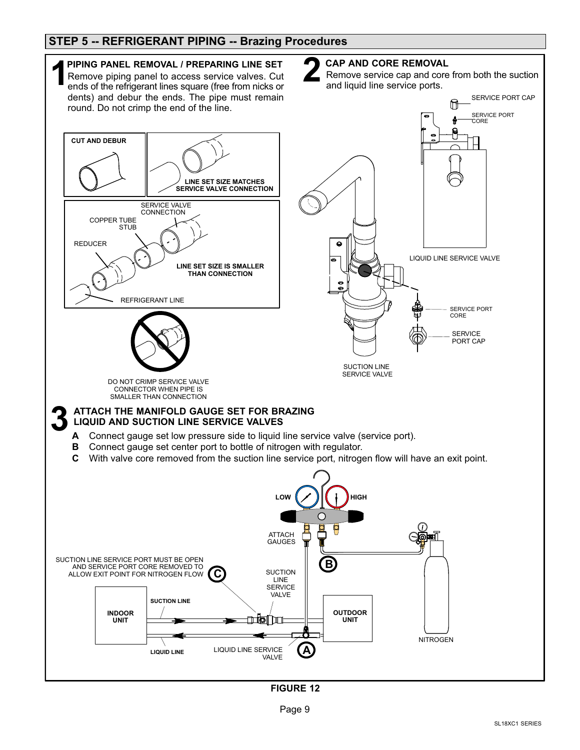## STEP 5 -- REFRIGERANT PIPING -- Brazing Procedures

### 1 PIPING PANEL REMOVAL / PREPARING LINE SET

Remove piping panel to access service valves. Cut ends of the refrigerant lines square (free from nicks or dents) and debur the ends. The pipe must remain round. Do not crimp the end of the line.

CUT AND DEBUR

LINE SET SIZE MATCHES SERVICE VALVE CONNECTION

SERVICE VALVE CONNECTION

COPPER TUBE STUB

REDUCER

LINE SET SIZE IS SMALLER THAN CONNECTION

REFRIGERANT LINE

DO NOT CRIMP SERVICE VALVE CONNECTOR WHEN PIPE IS SMALLER THAN CONNECTION

### 2 CAP AND CORE REMOVAL

Remove service cap and core from both the suction and liquid line service ports.

SERVICE PORT CAP

SERVICE PORT CORE

LIQUID LINE SERVICE VALVE

SERVICE PORT CORE

SERVICE PORT CAP

SUCTION LINE SERVICE VALVE

### 3 ATTACH THE MANIFOLD GAUGE SET FOR BRAZING LIQUID AND SUCTION LINE SERVICE VALVES

**A** Connect gauge set low pressure side to liquid line service valve (service port).

**B** Connect gauge set center port to bottle of nitrogen with regulator.

**C** With valve core removed from the suction line service port, nitrogen flow will have an exit point.

LOW

HIGH

ATTACH GAUGES

SUCTION LINE SERVICE PORT MUST BE OPEN AND SERVICE PORT CORE REMOVED TO ALLOW EXIT POINT FOR NITROGEN FLOW

SUCTION LINE SERVICE VALVE

INDOOR UNIT

SUCTION LINE

LIQUID LINE

LIQUID LINE SERVICE VALVE

OUTDOOR UNIT

NITROGEN

**FIGURE 12**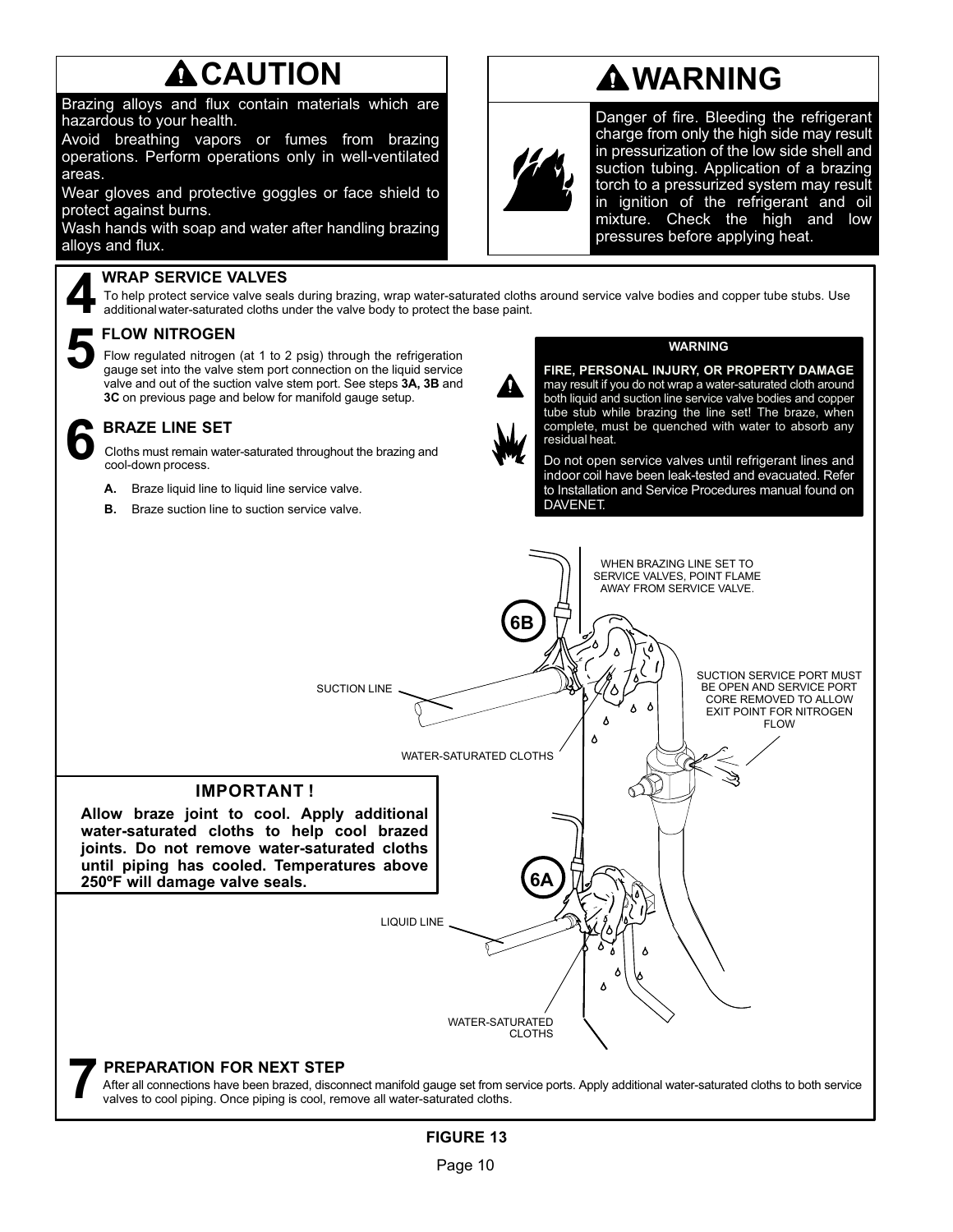## CAUTION

Brazing alloys and flux contain materials which are hazardous to your health.

Avoid breathing vapors or fumes from brazing operations. Perform operations only in well-ventilated areas.

Wear gloves and protective goggles or face shield to protect against burns.

Wash hands with soap and water after handling brazing alloys and flux.

## WARNING

Danger of fire. Bleeding the refrigerant charge from only the high side may result in pressurization of the low side shell and suction tubing. Application of a brazing torch to a pressurized system may result in ignition of the refrigerant and oil mixture. Check the high and low pressures before applying heat.

### 4 WRAP SERVICE VALVES

To help protect service valve seals during brazing, wrap water-saturated cloths around service valve bodies and copper tube stubs. Use additional water-saturated cloths under the valve body to protect the base paint.

### 5 FLOW NITROGEN

Flow regulated nitrogen (at 1 to 2 psig) through the refrigeration gauge set into the valve stem port connection on the liquid service valve and out of the suction valve stem port. See steps **3A, 3B** and **3C** on previous page and below for manifold gauge setup.

### 6 BRAZE LINE SET

Cloths must remain water-saturated throughout the brazing and cool-down process.

- **A.** Braze liquid line to liquid line service valve.
- **B.** Braze suction line to suction service valve.

**WARNING**

**FIRE, PERSONAL INJURY, OR PROPERTY DAMAGE** may result if you do not wrap a water-saturated cloth around both liquid and suction line service valve bodies and copper tube stub while brazing the line set! The braze, when complete, must be quenched with water to absorb any residual heat.

Do not open service valves until refrigerant lines and indoor coil have been leak-tested and evacuated. Refer to Installation and Service Procedures manual found on DAVENET.

WHEN BRAZING LINE SET TO SERVICE VALVES, POINT FLAME AWAY FROM SERVICE VALVE.

6B

SUCTION LINE

SUCTION SERVICE PORT MUST BE OPEN AND SERVICE PORT CORE REMOVED TO ALLOW EXIT POINT FOR NITROGEN FLOW

WATER-SATURATED CLOTHS

**IMPORTANT !**

**Allow braze joint to cool. Apply additional water-saturated cloths to help cool brazed joints. Do not remove water-saturated cloths until piping has cooled. Temperatures above 250ºF will damage valve seals.**

6A

LIQUID LINE

WATER-SATURATED CLOTHS

### 7 PREPARATION FOR NEXT STEP

After all connections have been brazed, disconnect manifold gauge set from service ports. Apply additional water-saturated cloths to both service valves to cool piping. Once piping is cool, remove all water-saturated cloths.

**FIGURE 13**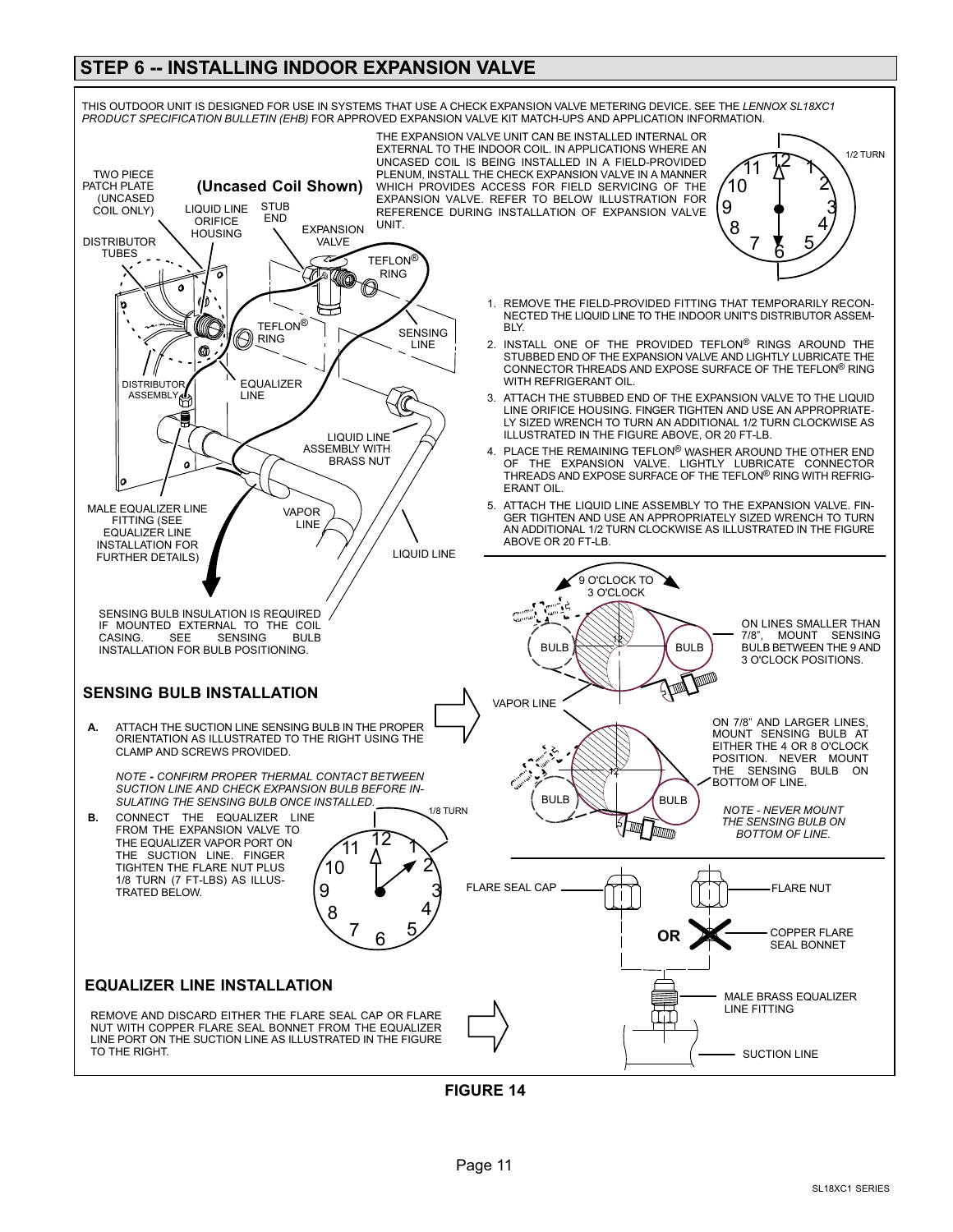## STEP 6 -- INSTALLING INDOOR EXPANSION VALVE

THIS OUTDOOR UNIT IS DESIGNED FOR USE IN SYSTEMS THAT USE A CHECK EXPANSION VALVE METERING DEVICE. SEE THE *LENNOX SL18XC1 PRODUCT SPECIFICATION BULLETIN (EHB)* FOR APPROVED EXPANSION VALVE KIT MATCH-UPS AND APPLICATION INFORMATION.

THE EXPANSION VALVE UNIT CAN BE INSTALLED INTERNAL OR EXTERNAL TO THE INDOOR COIL. IN APPLICATIONS WHERE AN UNCASED COIL IS BEING INSTALLED IN A FIELD-PROVIDED PLENUM, INSTALL THE CHECK EXPANSION VALVE IN A MANNER WHICH PROVIDES ACCESS FOR FIELD SERVICING OF THE EXPANSION VALVE. REFER TO BELOW ILLUSTRATION FOR REFERENCE DURING INSTALLATION OF EXPANSION VALVE UNIT.

**(Uncased Coil Shown)**

TWO PIECE PATCH PLATE (UNCASED COIL ONLY) · LIQUID LINE ORIFICE HOUSING · STUB END · EXPANSION VALVE · DISTRIBUTOR TUBES · TEFLON® RING · TEFLON® RING · SENSING LINE · DISTRIBUTOR ASSEMBLY · EQUALIZER LINE · LIQUID LINE ASSEMBLY WITH BRASS NUT · MALE EQUALIZER LINE FITTING (SEE EQUALIZER LINE INSTALLATION FOR FURTHER DETAILS) · VAPOR LINE · LIQUID LINE · 1/2 TURN

SENSING BULB INSULATION IS REQUIRED IF MOUNTED EXTERNAL TO THE COIL CASING. SEE SENSING BULB INSTALLATION FOR BULB POSITIONING.

1. REMOVE THE FIELD-PROVIDED FITTING THAT TEMPORARILY RECONNECTED THE LIQUID LINE TO THE INDOOR UNIT'S DISTRIBUTOR ASSEMBLY.
2. INSTALL ONE OF THE PROVIDED TEFLON® RINGS AROUND THE STUBBED END OF THE EXPANSION VALVE AND LIGHTLY LUBRICATE THE CONNECTOR THREADS AND EXPOSE SURFACE OF THE TEFLON® RING WITH REFRIGERANT OIL.
3. ATTACH THE STUBBED END OF THE EXPANSION VALVE TO THE LIQUID LINE ORIFICE HOUSING. FINGER TIGHTEN AND USE AN APPROPRIATELY SIZED WRENCH TO TURN AN ADDITIONAL 1/2 TURN CLOCKWISE AS ILLUSTRATED IN THE FIGURE ABOVE, OR 20 FT-LB.
4. PLACE THE REMAINING TEFLON® WASHER AROUND THE OTHER END OF THE EXPANSION VALVE. LIGHTLY LUBRICATE CONNECTOR THREADS AND EXPOSE SURFACE OF THE TEFLON® RING WITH REFRIGERANT OIL.
5. ATTACH THE LIQUID LINE ASSEMBLY TO THE EXPANSION VALVE. FINGER TIGHTEN AND USE AN APPROPRIATELY SIZED WRENCH TO TURN AN ADDITIONAL 1/2 TURN CLOCKWISE AS ILLUSTRATED IN THE FIGURE ABOVE OR 20 FT-LB.

### SENSING BULB INSTALLATION

**A.** ATTACH THE SUCTION LINE SENSING BULB IN THE PROPER ORIENTATION AS ILLUSTRATED TO THE RIGHT USING THE CLAMP AND SCREWS PROVIDED.

*NOTE - CONFIRM PROPER THERMAL CONTACT BETWEEN SUCTION LINE AND CHECK EXPANSION BULB BEFORE INSULATING THE SENSING BULB ONCE INSTALLED.*

**B.** CONNECT THE EQUALIZER LINE FROM THE EXPANSION VALVE TO THE EQUALIZER VAPOR PORT ON THE SUCTION LINE. FINGER TIGHTEN THE FLARE NUT PLUS 1/8 TURN (7 FT-LBS) AS ILLUSTRATED BELOW.

1/8 TURN

9 O'CLOCK TO 3 O'CLOCK · BULB · BULB · VAPOR LINE

ON LINES SMALLER THAN 7/8", MOUNT SENSING BULB BETWEEN THE 9 AND 3 O'CLOCK POSITIONS.

ON 7/8" AND LARGER LINES, MOUNT SENSING BULB AT EITHER THE 4 OR 8 O'CLOCK POSITION. NEVER MOUNT THE SENSING BULB ON BOTTOM OF LINE.

*NOTE - NEVER MOUNT THE SENSING BULB ON BOTTOM OF LINE.*

### EQUALIZER LINE INSTALLATION

REMOVE AND DISCARD EITHER THE FLARE SEAL CAP OR FLARE NUT WITH COPPER FLARE SEAL BONNET FROM THE EQUALIZER LINE PORT ON THE SUCTION LINE AS ILLUSTRATED IN THE FIGURE TO THE RIGHT.

FLARE SEAL CAP · OR · FLARE NUT · COPPER FLARE SEAL BONNET · MALE BRASS EQUALIZER LINE FITTING · SUCTION LINE

**FIGURE 14**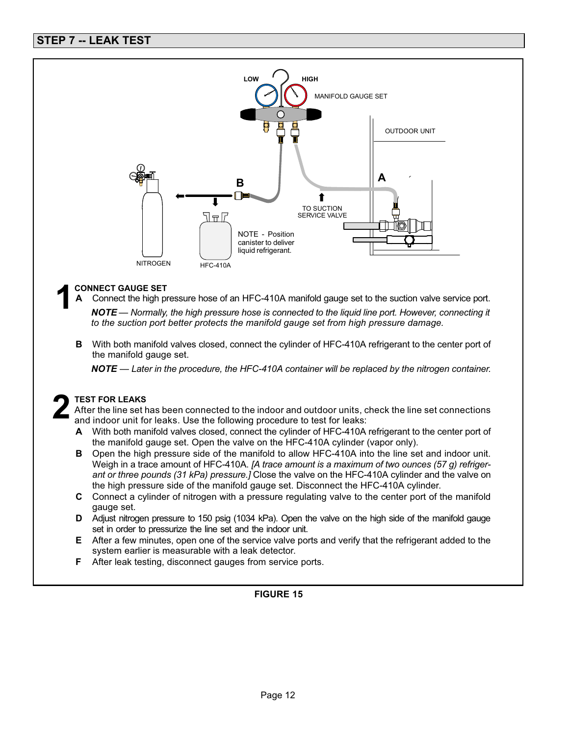## STEP 7 -- LEAK TEST

LOW HIGH

MANIFOLD GAUGE SET

OUTDOOR UNIT

A

B

TO SUCTION SERVICE VALVE

NOTE - Position canister to deliver liquid refrigerant.

NITROGEN

HFC-410A

**1 CONNECT GAUGE SET**

**A** Connect the high pressure hose of an HFC-410A manifold gauge set to the suction valve service port.

*NOTE — Normally, the high pressure hose is connected to the liquid line port. However, connecting it to the suction port better protects the manifold gauge set from high pressure damage.*

**B** With both manifold valves closed, connect the cylinder of HFC-410A refrigerant to the center port of the manifold gauge set.

*NOTE — Later in the procedure, the HFC-410A container will be replaced by the nitrogen container.*

**2 TEST FOR LEAKS**

After the line set has been connected to the indoor and outdoor units, check the line set connections and indoor unit for leaks. Use the following procedure to test for leaks:

**A** With both manifold valves closed, connect the cylinder of HFC-410A refrigerant to the center port of the manifold gauge set. Open the valve on the HFC-410A cylinder (vapor only).

**B** Open the high pressure side of the manifold to allow HFC-410A into the line set and indoor unit. Weigh in a trace amount of HFC-410A. *[A trace amount is a maximum of two ounces (57 g) refrigerant or three pounds (31 kPa) pressure.]* Close the valve on the HFC-410A cylinder and the valve on the high pressure side of the manifold gauge set. Disconnect the HFC-410A cylinder.

**C** Connect a cylinder of nitrogen with a pressure regulating valve to the center port of the manifold gauge set.

**D** Adjust nitrogen pressure to 150 psig (1034 kPa). Open the valve on the high side of the manifold gauge set in order to pressurize the line set and the indoor unit.

**E** After a few minutes, open one of the service valve ports and verify that the refrigerant added to the system earlier is measurable with a leak detector.

**F** After leak testing, disconnect gauges from service ports.

**FIGURE 15**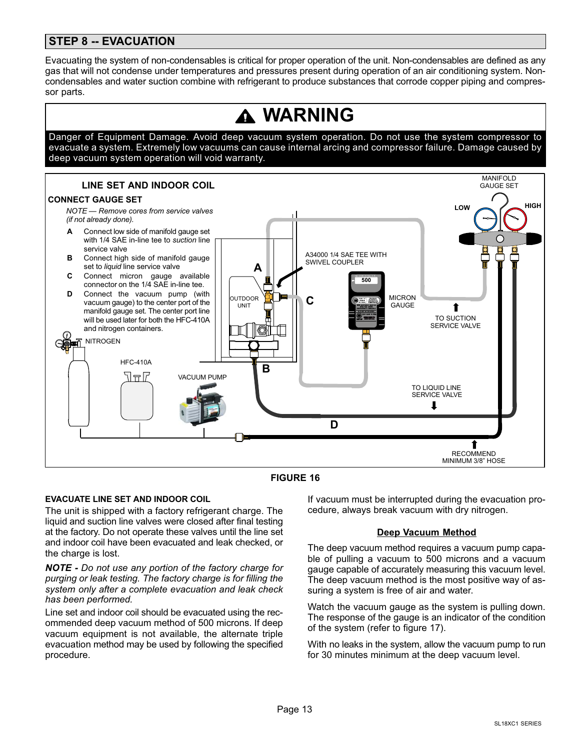## STEP 8 -- EVACUATION

Evacuating the system of non-condensables is critical for proper operation of the unit. Non-condensables are defined as any gas that will not condense under temperatures and pressures present during operation of an air conditioning system. Non-condensables and water suction combine with refrigerant to produce substances that corrode copper piping and compressor parts.

> **⚠ WARNING**
>
> Danger of Equipment Damage. Avoid deep vacuum system operation. Do not use the system compressor to evacuate a system. Extremely low vacuums can cause internal arcing and compressor failure. Damage caused by deep vacuum system operation will void warranty.

**LINE SET AND INDOOR COIL**

**CONNECT GAUGE SET**

*NOTE — Remove cores from service valves (if not already done).*

- **A** Connect low side of manifold gauge set with 1/4 SAE in-line tee to *suction* line service valve
- **B** Connect high side of manifold gauge set to *liquid* line service valve
- **C** Connect micron gauge available connector on the 1/4 SAE in-line tee.
- **D** Connect the vacuum pump (with vacuum gauge) to the center port of the manifold gauge set. The center port line will be used later for both the HFC-410A and nitrogen containers.

NITROGEN

HFC-410A

VACUUM PUMP

OUTDOOR UNIT

A34000 1/4 SAE TEE WITH SWIVEL COUPLER

MICRON GAUGE

500

MANIFOLD GAUGE SET

LOW

HIGH

TO SUCTION SERVICE VALVE

TO LIQUID LINE SERVICE VALVE

RECOMMEND MINIMUM 3/8" HOSE

**FIGURE 16**

**EVACUATE LINE SET AND INDOOR COIL**

The unit is shipped with a factory refrigerant charge. The liquid and suction line valves were closed after final testing at the factory. Do not operate these valves until the line set and indoor coil have been evacuated and leak checked, or the charge is lost.

***NOTE -*** *Do not use any portion of the factory charge for purging or leak testing. The factory charge is for filling the system only after a complete evacuation and leak check has been performed.*

Line set and indoor coil should be evacuated using the recommended deep vacuum method of 500 microns. If deep vacuum equipment is not available, the alternate triple evacuation method may be used by following the specified procedure.

If vacuum must be interrupted during the evacuation procedure, always break vacuum with dry nitrogen.

**Deep Vacuum Method**

The deep vacuum method requires a vacuum pump capable of pulling a vacuum to 500 microns and a vacuum gauge capable of accurately measuring this vacuum level. The deep vacuum method is the most positive way of assuring a system is free of air and water.

Watch the vacuum gauge as the system is pulling down. The response of the gauge is an indicator of the condition of the system (refer to figure 17).

With no leaks in the system, allow the vacuum pump to run for 30 minutes minimum at the deep vacuum level.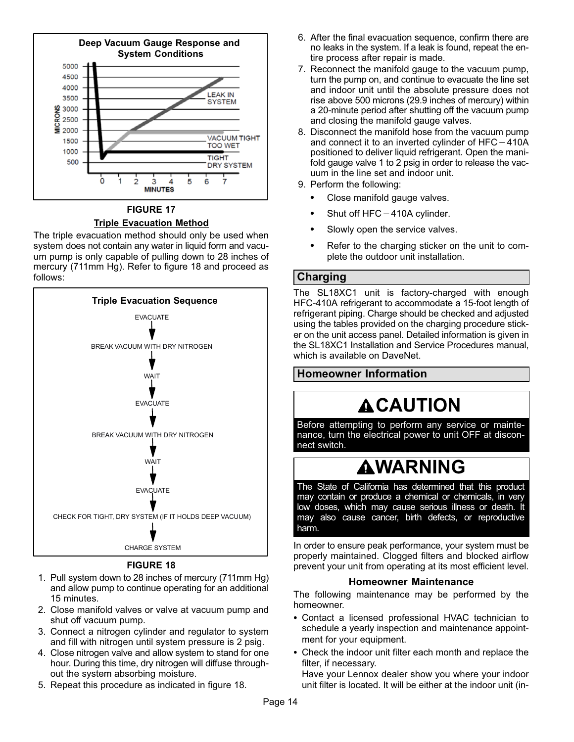**Deep Vacuum Gauge Response and System Conditions**

FIGURE 17

### Triple Evacuation Method

The triple evacuation method should only be used when system does not contain any water in liquid form and vacuum pump is only capable of pulling down to 28 inches of mercury (711mm Hg). Refer to figure 18 and proceed as follows:

**Triple Evacuation Sequence**

EVACUATE
↓
BREAK VACUUM WITH DRY NITROGEN
↓
WAIT
↓
EVACUATE
↓
BREAK VACUUM WITH DRY NITROGEN
↓
WAIT
↓
EVACUATE
↓
CHECK FOR TIGHT, DRY SYSTEM (IF IT HOLDS DEEP VACUUM)
↓
CHARGE SYSTEM

FIGURE 18

1. Pull system down to 28 inches of mercury (711mm Hg) and allow pump to continue operating for an additional 15 minutes.
2. Close manifold valves or valve at vacuum pump and shut off vacuum pump.
3. Connect a nitrogen cylinder and regulator to system and fill with nitrogen until system pressure is 2 psig.
4. Close nitrogen valve and allow system to stand for one hour. During this time, dry nitrogen will diffuse throughout the system absorbing moisture.
5. Repeat this procedure as indicated in figure 18.
6. After the final evacuation sequence, confirm there are no leaks in the system. If a leak is found, repeat the entire process after repair is made.
7. Reconnect the manifold gauge to the vacuum pump, turn the pump on, and continue to evacuate the line set and indoor unit until the absolute pressure does not rise above 500 microns (29.9 inches of mercury) within a 20-minute period after shutting off the vacuum pump and closing the manifold gauge valves.
8. Disconnect the manifold hose from the vacuum pump and connect it to an inverted cylinder of HFC−410A positioned to deliver liquid refrigerant. Open the manifold gauge valve 1 to 2 psig in order to release the vacuum in the line set and indoor unit.
9. Perform the following:
   - Close manifold gauge valves.
   - Shut off HFC−410A cylinder.
   - Slowly open the service valves.
   - Refer to the charging sticker on the unit to complete the outdoor unit installation.

## Charging

The SL18XC1 unit is factory-charged with enough HFC-410A refrigerant to accommodate a 15-foot length of refrigerant piping. Charge should be checked and adjusted using the tables provided on the charging procedure sticker on the unit access panel. Detailed information is given in the SL18XC1 Installation and Service Procedures manual, which is available on DaveNet.

## Homeowner Information

**CAUTION**

Before attempting to perform any service or maintenance, turn the electrical power to unit OFF at disconnect switch.

**WARNING**

The State of California has determined that this product may contain or produce a chemical or chemicals, in very low doses, which may cause serious illness or death. It may also cause cancer, birth defects, or reproductive harm.

In order to ensure peak performance, your system must be properly maintained. Clogged filters and blocked airflow prevent your unit from operating at its most efficient level.

### Homeowner Maintenance

The following maintenance may be performed by the homeowner.

- Contact a licensed professional HVAC technician to schedule a yearly inspection and maintenance appointment for your equipment.
- Check the indoor unit filter each month and replace the filter, if necessary.
  Have your Lennox dealer show you where your indoor unit filter is located. It will be either at the indoor unit (in-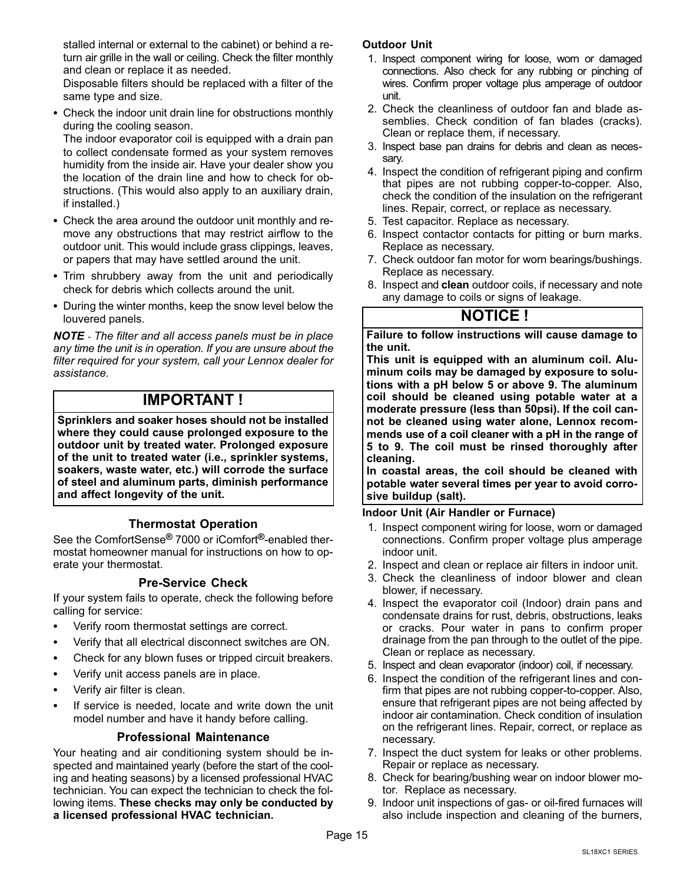stalled internal or external to the cabinet) or behind a return air grille in the wall or ceiling. Check the filter monthly and clean or replace it as needed.

Disposable filters should be replaced with a filter of the same type and size.

- Check the indoor unit drain line for obstructions monthly during the cooling season.

  The indoor evaporator coil is equipped with a drain pan to collect condensate formed as your system removes humidity from the inside air. Have your dealer show you the location of the drain line and how to check for obstructions. (This would also apply to an auxiliary drain, if installed.)

- Check the area around the outdoor unit monthly and remove any obstructions that may restrict airflow to the outdoor unit. This would include grass clippings, leaves, or papers that may have settled around the unit.
- Trim shrubbery away from the unit and periodically check for debris which collects around the unit.
- During the winter months, keep the snow level below the louvered panels.

***NOTE*** *- The filter and all access panels must be in place any time the unit is in operation. If you are unsure about the filter required for your system, call your Lennox dealer for assistance.*

> **IMPORTANT !**
>
> **Sprinklers and soaker hoses should not be installed where they could cause prolonged exposure to the outdoor unit by treated water. Prolonged exposure of the unit to treated water (i.e., sprinkler systems, soakers, waste water, etc.) will corrode the surface of steel and aluminum parts, diminish performance and affect longevity of the unit.**

## Thermostat Operation

See the ComfortSense® 7000 or iComfort®-enabled thermostat homeowner manual for instructions on how to operate your thermostat.

## Pre-Service Check

If your system fails to operate, check the following before calling for service:

- Verify room thermostat settings are correct.
- Verify that all electrical disconnect switches are ON.
- Check for any blown fuses or tripped circuit breakers.
- Verify unit access panels are in place.
- Verify air filter is clean.
- If service is needed, locate and write down the unit model number and have it handy before calling.

## Professional Maintenance

Your heating and air conditioning system should be inspected and maintained yearly (before the start of the cooling and heating seasons) by a licensed professional HVAC technician. You can expect the technician to check the following items. **These checks may only be conducted by a licensed professional HVAC technician.**

### Outdoor Unit

1. Inspect component wiring for loose, worn or damaged connections. Also check for any rubbing or pinching of wires. Confirm proper voltage plus amperage of outdoor unit.
2. Check the cleanliness of outdoor fan and blade assemblies. Check condition of fan blades (cracks). Clean or replace them, if necessary.
3. Inspect base pan drains for debris and clean as necessary.
4. Inspect the condition of refrigerant piping and confirm that pipes are not rubbing copper-to-copper. Also, check the condition of the insulation on the refrigerant lines. Repair, correct, or replace as necessary.
5. Test capacitor. Replace as necessary.
6. Inspect contactor contacts for pitting or burn marks. Replace as necessary.
7. Check outdoor fan motor for worn bearings/bushings. Replace as necessary.
8. Inspect and **clean** outdoor coils, if necessary and note any damage to coils or signs of leakage.

> **NOTICE !**
>
> **Failure to follow instructions will cause damage to the unit.**
>
> **This unit is equipped with an aluminum coil. Aluminum coils may be damaged by exposure to solutions with a pH below 5 or above 9. The aluminum coil should be cleaned using potable water at a moderate pressure (less than 50psi). If the coil cannot be cleaned using water alone, Lennox recommends use of a coil cleaner with a pH in the range of 5 to 9. The coil must be rinsed thoroughly after cleaning.**
>
> **In coastal areas, the coil should be cleaned with potable water several times per year to avoid corrosive buildup (salt).**

### Indoor Unit (Air Handler or Furnace)

1. Inspect component wiring for loose, worn or damaged connections. Confirm proper voltage plus amperage indoor unit.
2. Inspect and clean or replace air filters in indoor unit.
3. Check the cleanliness of indoor blower and clean blower, if necessary.
4. Inspect the evaporator coil (Indoor) drain pans and condensate drains for rust, debris, obstructions, leaks or cracks. Pour water in pans to confirm proper drainage from the pan through to the outlet of the pipe. Clean or replace as necessary.
5. Inspect and clean evaporator (indoor) coil, if necessary.
6. Inspect the condition of the refrigerant lines and confirm that pipes are not rubbing copper-to-copper. Also, ensure that refrigerant pipes are not being affected by indoor air contamination. Check condition of insulation on the refrigerant lines. Repair, correct, or replace as necessary.
7. Inspect the duct system for leaks or other problems. Repair or replace as necessary.
8. Check for bearing/bushing wear on indoor blower motor. Replace as necessary.
9. Indoor unit inspections of gas- or oil-fired furnaces will also include inspection and cleaning of the burners,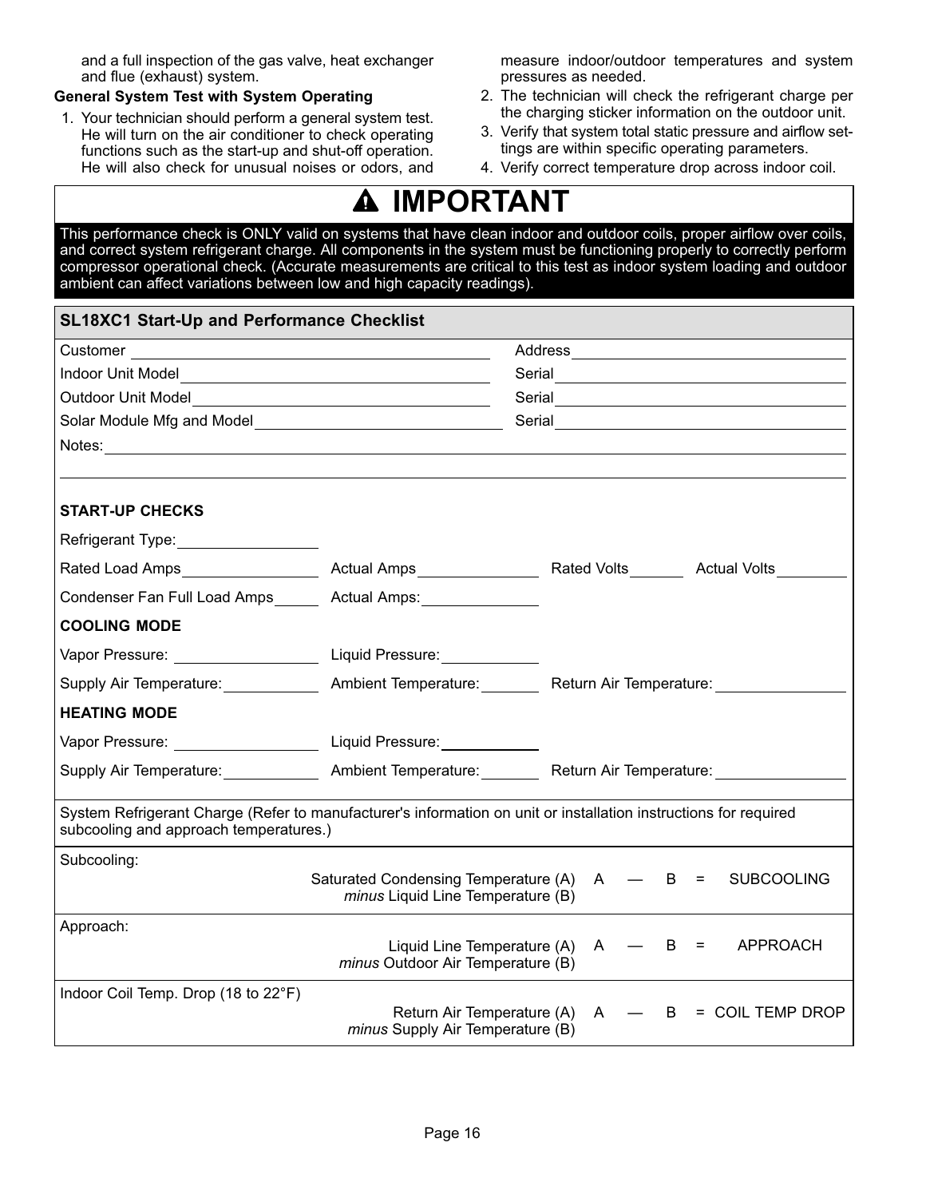and a full inspection of the gas valve, heat exchanger and flue (exhaust) system.

**General System Test with System Operating**

1. Your technician should perform a general system test. He will turn on the air conditioner to check operating functions such as the start-up and shut-off operation. He will also check for unusual noises or odors, and measure indoor/outdoor temperatures and system pressures as needed.
2. The technician will check the refrigerant charge per the charging sticker information on the outdoor unit.
3. Verify that system total static pressure and airflow settings are within specific operating parameters.
4. Verify correct temperature drop across indoor coil.

## ⚠ IMPORTANT

This performance check is ONLY valid on systems that have clean indoor and outdoor coils, proper airflow over coils, and correct system refrigerant charge. All components in the system must be functioning properly to correctly perform compressor operational check. (Accurate measurements are critical to this test as indoor system loading and outdoor ambient can affect variations between low and high capacity readings).

### SL18XC1 Start-Up and Performance Checklist

Customer ____________________ Address ____________________

Indoor Unit Model ____________________ Serial ____________________

Outdoor Unit Model ____________________ Serial ____________________

Solar Module Mfg and Model ____________________ Serial ____________________

Notes: ____________________

**START-UP CHECKS**

Refrigerant Type: ____________

Rated Load Amps ________ Actual Amps ________ Rated Volts ________ Actual Volts ________

Condenser Fan Full Load Amps ________ Actual Amps: ________

**COOLING MODE**

Vapor Pressure: ________ Liquid Pressure: ________

Supply Air Temperature: ________ Ambient Temperature: ________ Return Air Temperature: ________

**HEATING MODE**

Vapor Pressure: ________ Liquid Pressure: ________

Supply Air Temperature: ________ Ambient Temperature: ________ Return Air Temperature: ________

System Refrigerant Charge (Refer to manufacturer's information on unit or installation instructions for required subcooling and approach temperatures.)

| | | | | | | | |
|---|---|---|---|---|---|---|---|
| Subcooling: | Saturated Condensing Temperature (A) *minus* Liquid Line Temperature (B) | A | — | B | = | SUBCOOLING |
| Approach: | Liquid Line Temperature (A) *minus* Outdoor Air Temperature (B) | A | — | B | = | APPROACH |
| Indoor Coil Temp. Drop (18 to 22°F) | Return Air Temperature (A) *minus* Supply Air Temperature (B) | A | — | B | = | COIL TEMP DROP |